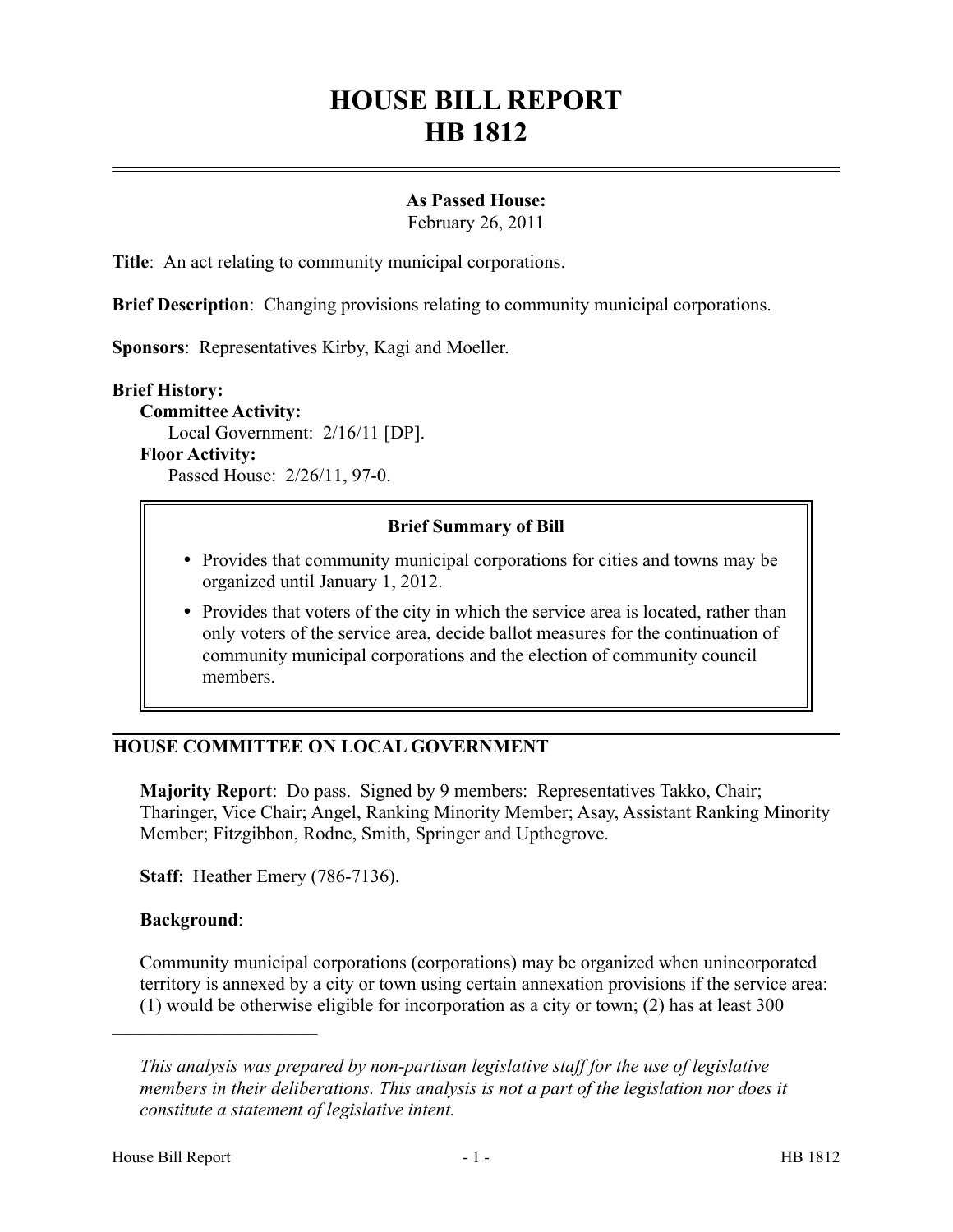# HOUSE BILL REPORT
# HB 1812

**As Passed House:**
February 26, 2011

**Title**: An act relating to community municipal corporations.

**Brief Description**: Changing provisions relating to community municipal corporations.

**Sponsors**: Representatives Kirby, Kagi and Moeller.

**Brief History:**

**Committee Activity:**
Local Government: 2/16/11 [DP].

**Floor Activity:**
Passed House: 2/26/11, 97-0.

**Brief Summary of Bill**

- Provides that community municipal corporations for cities and towns may be organized until January 1, 2012.
- Provides that voters of the city in which the service area is located, rather than only voters of the service area, decide ballot measures for the continuation of community municipal corporations and the election of community council members.

## HOUSE COMMITTEE ON LOCAL GOVERNMENT

**Majority Report**: Do pass. Signed by 9 members: Representatives Takko, Chair; Tharinger, Vice Chair; Angel, Ranking Minority Member; Asay, Assistant Ranking Minority Member; Fitzgibbon, Rodne, Smith, Springer and Upthegrove.

**Staff**: Heather Emery (786-7136).

**Background**:

Community municipal corporations (corporations) may be organized when unincorporated territory is annexed by a city or town using certain annexation provisions if the service area: (1) would be otherwise eligible for incorporation as a city or town; (2) has at least 300

---

*This analysis was prepared by non-partisan legislative staff for the use of legislative members in their deliberations. This analysis is not a part of the legislation nor does it constitute a statement of legislative intent.*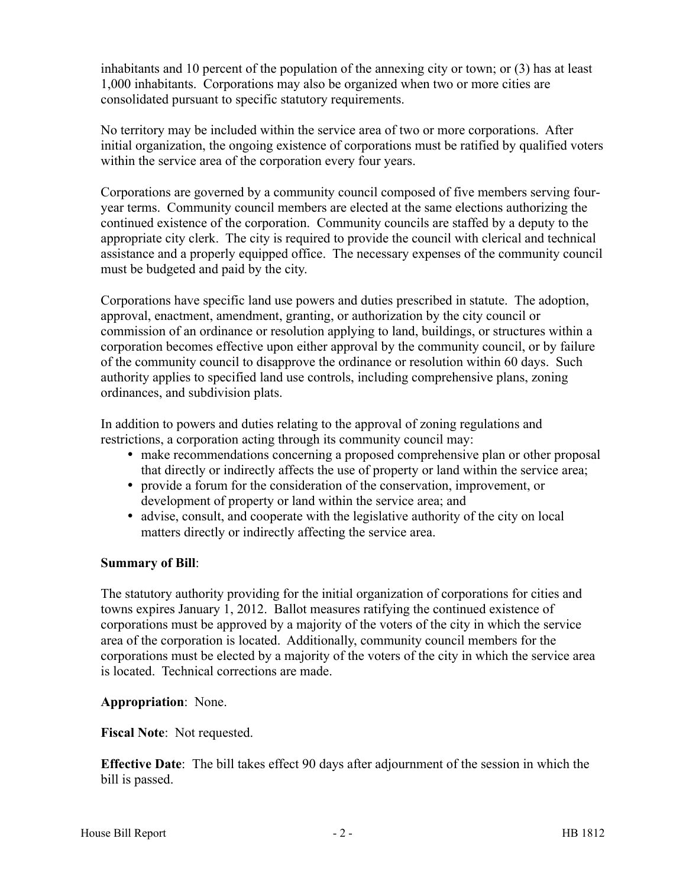inhabitants and 10 percent of the population of the annexing city or town; or (3) has at least 1,000 inhabitants. Corporations may also be organized when two or more cities are consolidated pursuant to specific statutory requirements.

No territory may be included within the service area of two or more corporations. After initial organization, the ongoing existence of corporations must be ratified by qualified voters within the service area of the corporation every four years.

Corporations are governed by a community council composed of five members serving four-year terms. Community council members are elected at the same elections authorizing the continued existence of the corporation. Community councils are staffed by a deputy to the appropriate city clerk. The city is required to provide the council with clerical and technical assistance and a properly equipped office. The necessary expenses of the community council must be budgeted and paid by the city.

Corporations have specific land use powers and duties prescribed in statute. The adoption, approval, enactment, amendment, granting, or authorization by the city council or commission of an ordinance or resolution applying to land, buildings, or structures within a corporation becomes effective upon either approval by the community council, or by failure of the community council to disapprove the ordinance or resolution within 60 days. Such authority applies to specified land use controls, including comprehensive plans, zoning ordinances, and subdivision plats.

In addition to powers and duties relating to the approval of zoning regulations and restrictions, a corporation acting through its community council may:

- make recommendations concerning a proposed comprehensive plan or other proposal that directly or indirectly affects the use of property or land within the service area;
- provide a forum for the consideration of the conservation, improvement, or development of property or land within the service area; and
- advise, consult, and cooperate with the legislative authority of the city on local matters directly or indirectly affecting the service area.

**Summary of Bill**:

The statutory authority providing for the initial organization of corporations for cities and towns expires January 1, 2012. Ballot measures ratifying the continued existence of corporations must be approved by a majority of the voters of the city in which the service area of the corporation is located. Additionally, community council members for the corporations must be elected by a majority of the voters of the city in which the service area is located. Technical corrections are made.

**Appropriation**: None.

**Fiscal Note**: Not requested.

**Effective Date**: The bill takes effect 90 days after adjournment of the session in which the bill is passed.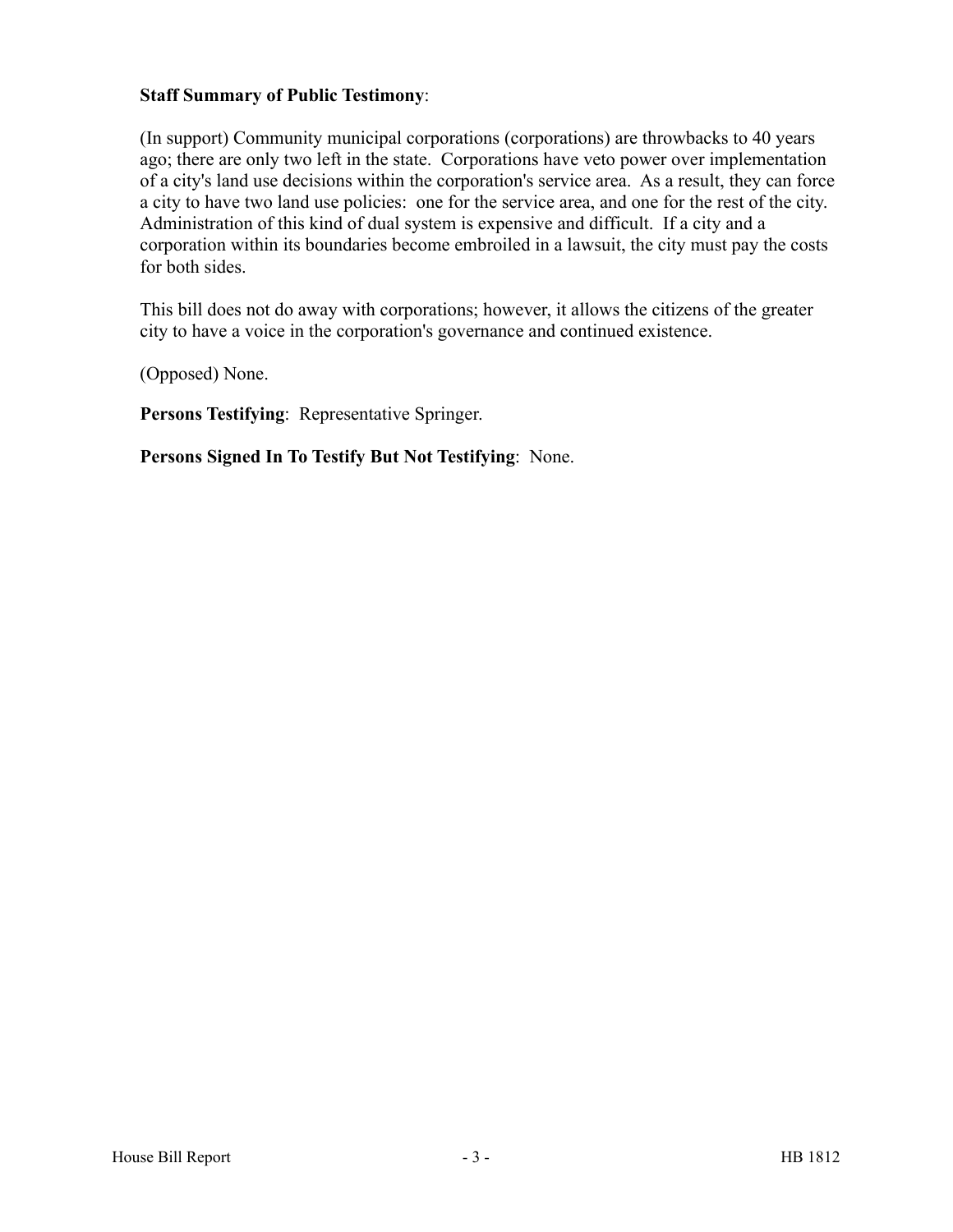**Staff Summary of Public Testimony**:

(In support) Community municipal corporations (corporations) are throwbacks to 40 years ago; there are only two left in the state. Corporations have veto power over implementation of a city's land use decisions within the corporation's service area. As a result, they can force a city to have two land use policies: one for the service area, and one for the rest of the city. Administration of this kind of dual system is expensive and difficult. If a city and a corporation within its boundaries become embroiled in a lawsuit, the city must pay the costs for both sides.

This bill does not do away with corporations; however, it allows the citizens of the greater city to have a voice in the corporation's governance and continued existence.

(Opposed) None.

**Persons Testifying**: Representative Springer.

**Persons Signed In To Testify But Not Testifying**: None.